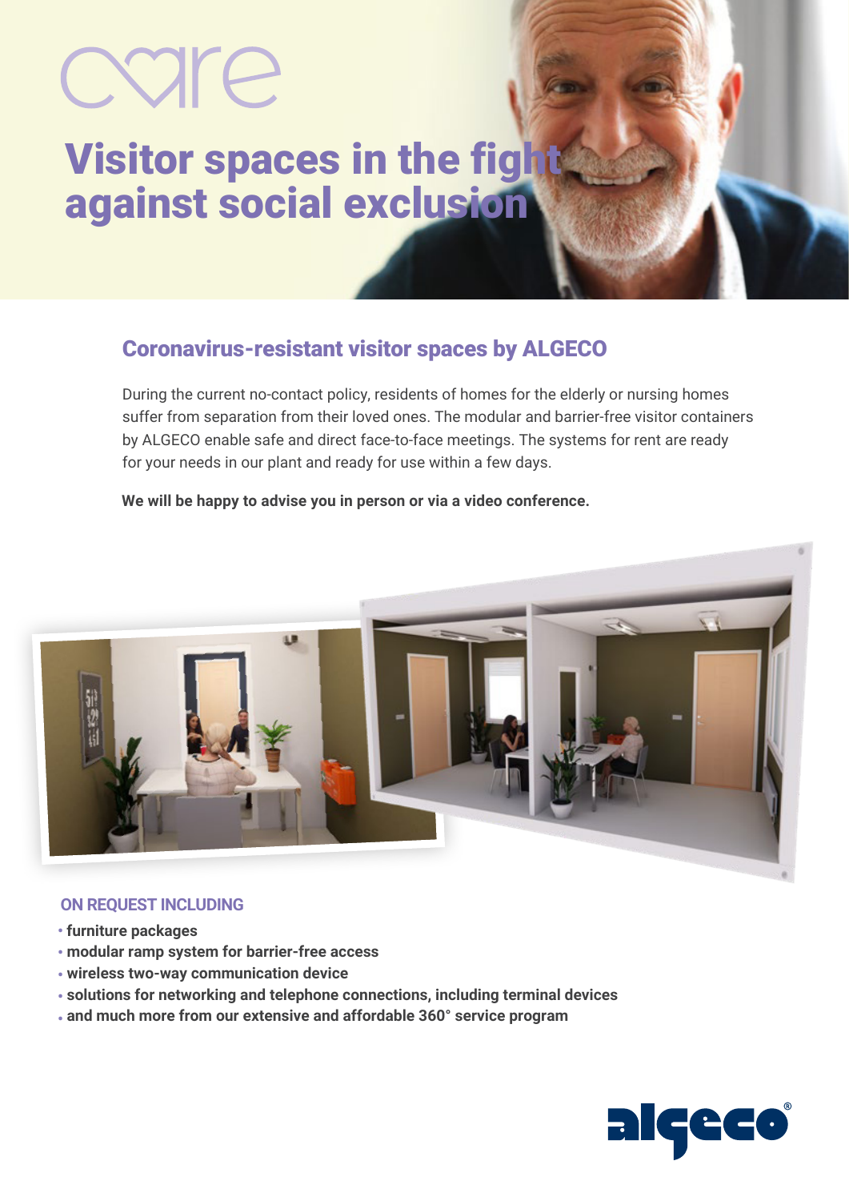# care

# Visitor spaces in the fight against social exclusion

## Coronavirus-resistant visitor spaces by ALGECO

During the current no-contact policy, residents of homes for the elderly or nursing homes suffer from separation from their loved ones. The modular and barrier-free visitor containers by ALGECO enable safe and direct face-to-face meetings. The systems for rent are ready for your needs in our plant and ready for use within a few days.

**We will be happy to advise you in person or via a video conference.**

### ON REQUEST INCLUDING

- **furniture packages**
- **modular ramp system for barrier-free access**
- **wireless two-way communication device**
- **solutions for networking and telephone connections, including terminal devices**
- **and much more from our extensive and affordable 360° service program**

algeco®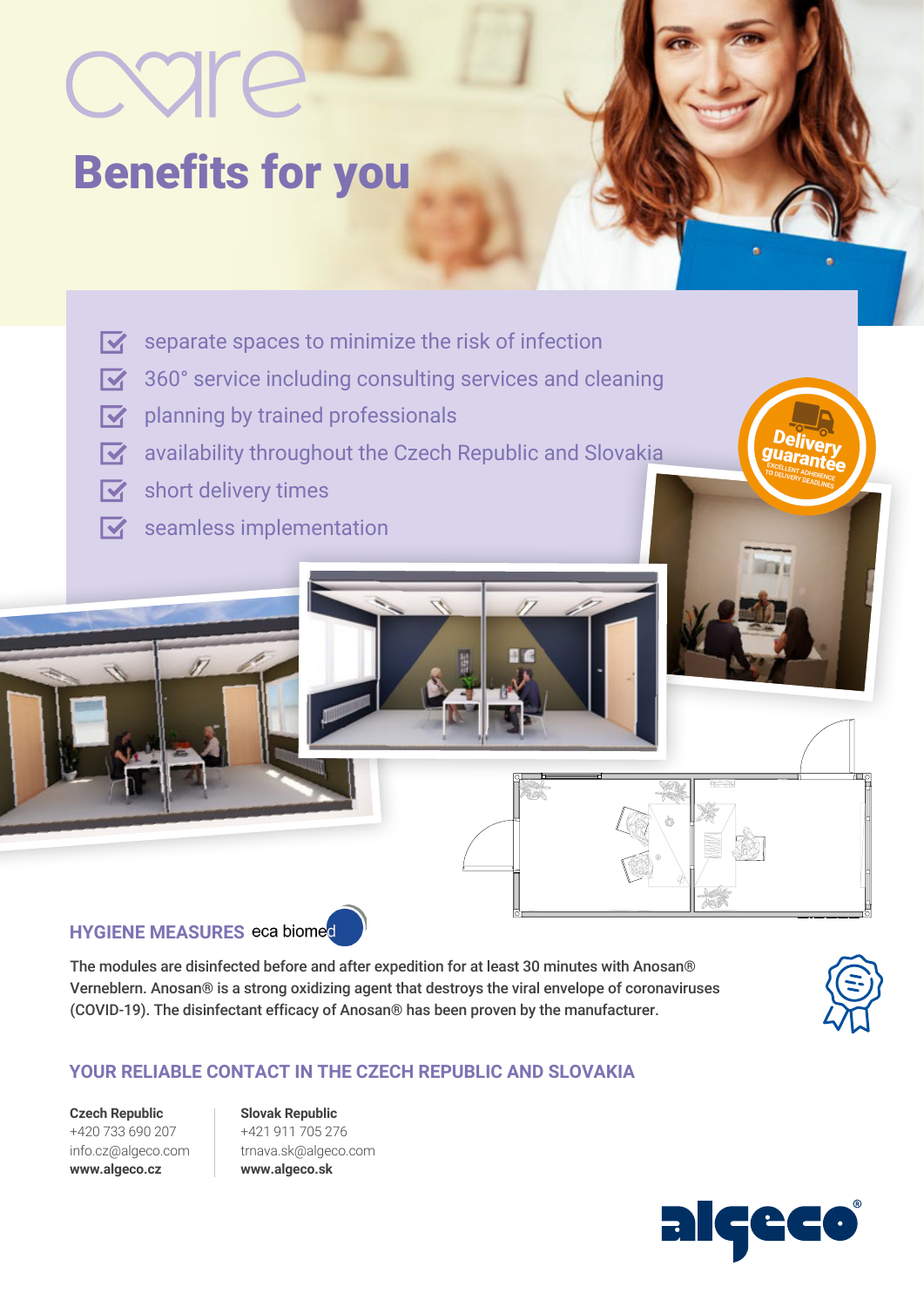# care

## Benefits for you

- separate spaces to minimize the risk of infection
- 360° service including consulting services and cleaning
- planning by trained professionals
- availability throughout the Czech Republic and Slovakia
- short delivery times
- seamless implementation

Delivery guarantee
EXCELLENT ADHERENCE TO DELIVERY DEADLINES

### HYGIENE MEASURES eca biomed

The modules are disinfected before and after expedition for at least 30 minutes with Anosan® Verneblern. Anosan® is a strong oxidizing agent that destroys the viral envelope of coronaviruses (COVID-19). The disinfectant efficacy of Anosan® has been proven by the manufacturer.

### YOUR RELIABLE CONTACT IN THE CZECH REPUBLIC AND SLOVAKIA

**Czech Republic**
+420 733 690 207
info.cz@algeco.com
**www.algeco.cz**

**Slovak Republic**
+421 911 705 276
trnava.sk@algeco.com
**www.algeco.sk**

algeco®